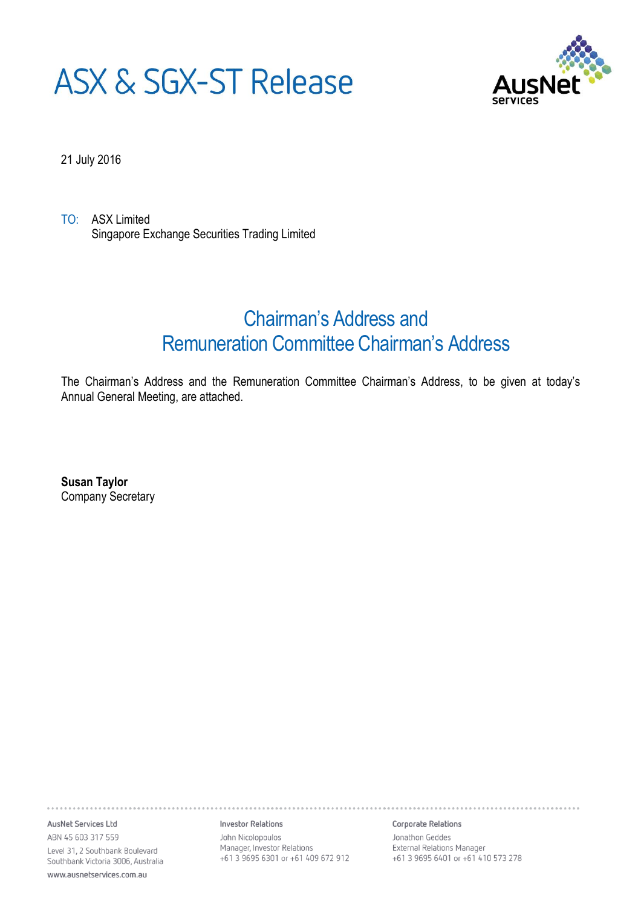# ASX & SGX-ST Release

21 July 2016

TO: ASX Limited
Singapore Exchange Securities Trading Limited

## Chairman's Address and Remuneration Committee Chairman's Address

The Chairman's Address and the Remuneration Committee Chairman's Address, to be given at today's Annual General Meeting, are attached.

**Susan Taylor**
Company Secretary

---

**AusNet Services Ltd**
ABN 45 603 317 559
Level 31, 2 Southbank Boulevard
Southbank Victoria 3006, Australia
www.ausnetservices.com.au

**Investor Relations**
John Nicolopoulos
Manager, Investor Relations
+61 3 9695 6301 or +61 409 672 912

**Corporate Relations**
Jonathon Geddes
External Relations Manager
+61 3 9695 6401 or +61 410 573 278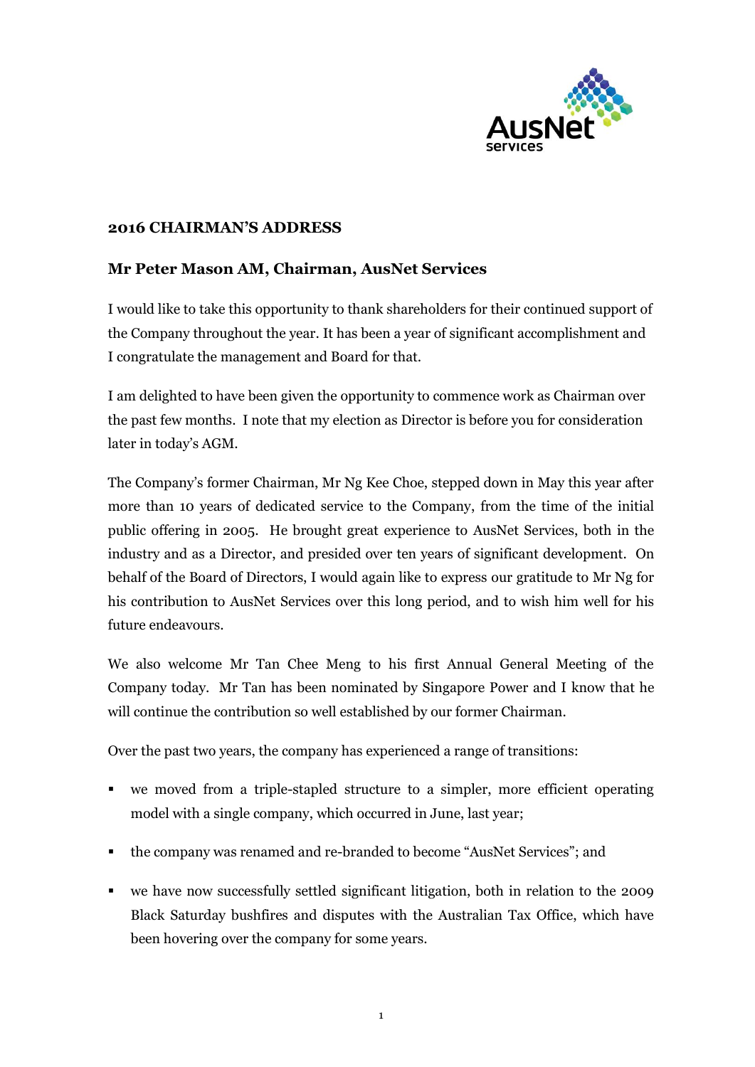## 2016 CHAIRMAN'S ADDRESS

### Mr Peter Mason AM, Chairman, AusNet Services

I would like to take this opportunity to thank shareholders for their continued support of the Company throughout the year. It has been a year of significant accomplishment and I congratulate the management and Board for that.

I am delighted to have been given the opportunity to commence work as Chairman over the past few months. I note that my election as Director is before you for consideration later in today's AGM.

The Company's former Chairman, Mr Ng Kee Choe, stepped down in May this year after more than 10 years of dedicated service to the Company, from the time of the initial public offering in 2005. He brought great experience to AusNet Services, both in the industry and as a Director, and presided over ten years of significant development. On behalf of the Board of Directors, I would again like to express our gratitude to Mr Ng for his contribution to AusNet Services over this long period, and to wish him well for his future endeavours.

We also welcome Mr Tan Chee Meng to his first Annual General Meeting of the Company today. Mr Tan has been nominated by Singapore Power and I know that he will continue the contribution so well established by our former Chairman.

Over the past two years, the company has experienced a range of transitions:

- we moved from a triple-stapled structure to a simpler, more efficient operating model with a single company, which occurred in June, last year;
- the company was renamed and re-branded to become "AusNet Services"; and
- we have now successfully settled significant litigation, both in relation to the 2009 Black Saturday bushfires and disputes with the Australian Tax Office, which have been hovering over the company for some years.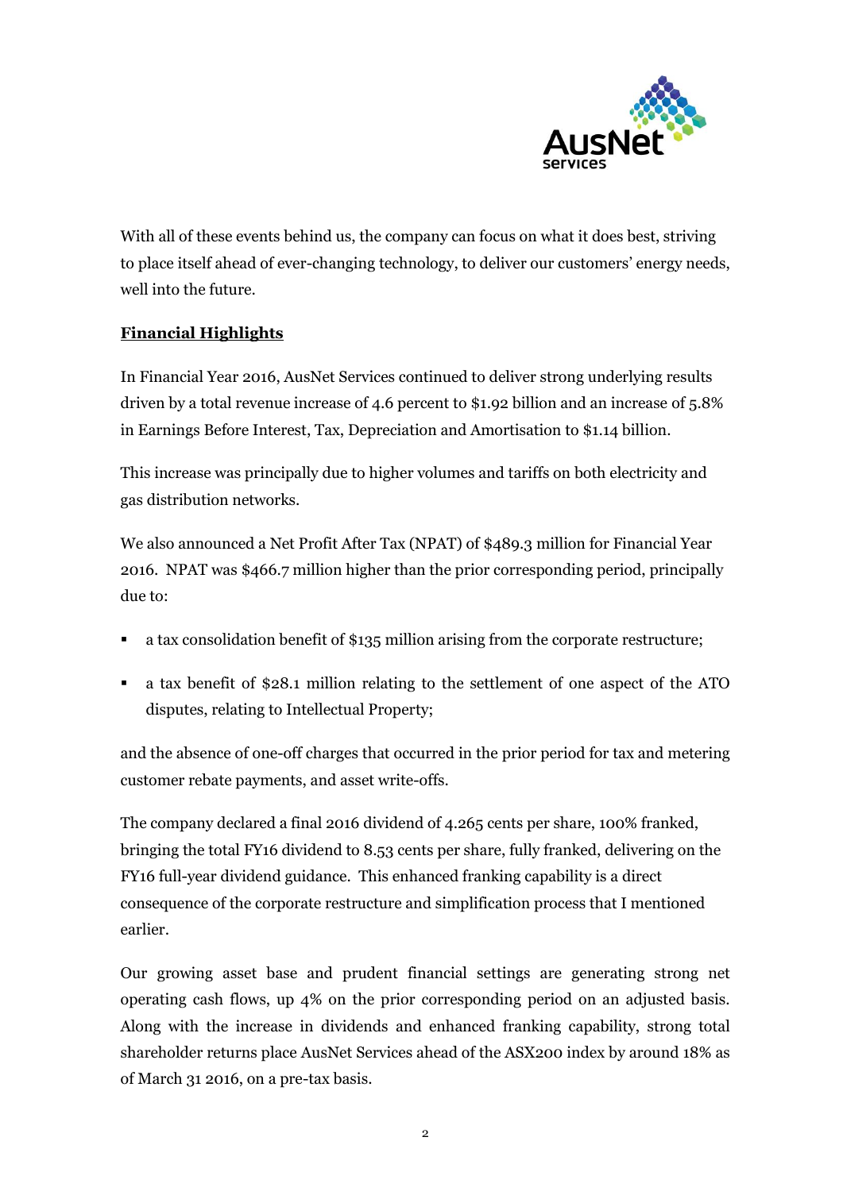With all of these events behind us, the company can focus on what it does best, striving to place itself ahead of ever-changing technology, to deliver our customers' energy needs, well into the future.

**Financial Highlights**

In Financial Year 2016, AusNet Services continued to deliver strong underlying results driven by a total revenue increase of 4.6 percent to $1.92 billion and an increase of 5.8% in Earnings Before Interest, Tax, Depreciation and Amortisation to $1.14 billion.

This increase was principally due to higher volumes and tariffs on both electricity and gas distribution networks.

We also announced a Net Profit After Tax (NPAT) of $489.3 million for Financial Year 2016. NPAT was $466.7 million higher than the prior corresponding period, principally due to:

- a tax consolidation benefit of $135 million arising from the corporate restructure;
- a tax benefit of $28.1 million relating to the settlement of one aspect of the ATO disputes, relating to Intellectual Property;

and the absence of one-off charges that occurred in the prior period for tax and metering customer rebate payments, and asset write-offs.

The company declared a final 2016 dividend of 4.265 cents per share, 100% franked, bringing the total FY16 dividend to 8.53 cents per share, fully franked, delivering on the FY16 full-year dividend guidance. This enhanced franking capability is a direct consequence of the corporate restructure and simplification process that I mentioned earlier.

Our growing asset base and prudent financial settings are generating strong net operating cash flows, up 4% on the prior corresponding period on an adjusted basis. Along with the increase in dividends and enhanced franking capability, strong total shareholder returns place AusNet Services ahead of the ASX200 index by around 18% as of March 31 2016, on a pre-tax basis.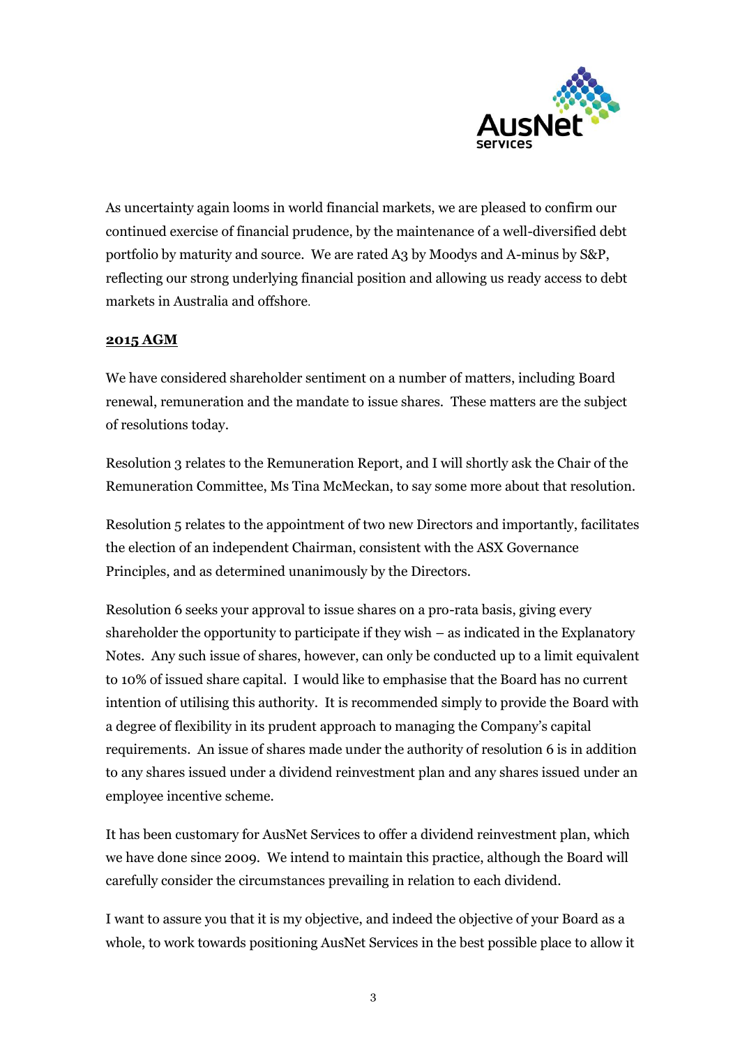As uncertainty again looms in world financial markets, we are pleased to confirm our continued exercise of financial prudence, by the maintenance of a well-diversified debt portfolio by maturity and source. We are rated A3 by Moodys and A-minus by S&P, reflecting our strong underlying financial position and allowing us ready access to debt markets in Australia and offshore.

**2015 AGM**

We have considered shareholder sentiment on a number of matters, including Board renewal, remuneration and the mandate to issue shares. These matters are the subject of resolutions today.

Resolution 3 relates to the Remuneration Report, and I will shortly ask the Chair of the Remuneration Committee, Ms Tina McMeckan, to say some more about that resolution.

Resolution 5 relates to the appointment of two new Directors and importantly, facilitates the election of an independent Chairman, consistent with the ASX Governance Principles, and as determined unanimously by the Directors.

Resolution 6 seeks your approval to issue shares on a pro-rata basis, giving every shareholder the opportunity to participate if they wish – as indicated in the Explanatory Notes. Any such issue of shares, however, can only be conducted up to a limit equivalent to 10% of issued share capital. I would like to emphasise that the Board has no current intention of utilising this authority. It is recommended simply to provide the Board with a degree of flexibility in its prudent approach to managing the Company's capital requirements. An issue of shares made under the authority of resolution 6 is in addition to any shares issued under a dividend reinvestment plan and any shares issued under an employee incentive scheme.

It has been customary for AusNet Services to offer a dividend reinvestment plan, which we have done since 2009. We intend to maintain this practice, although the Board will carefully consider the circumstances prevailing in relation to each dividend.

I want to assure you that it is my objective, and indeed the objective of your Board as a whole, to work towards positioning AusNet Services in the best possible place to allow it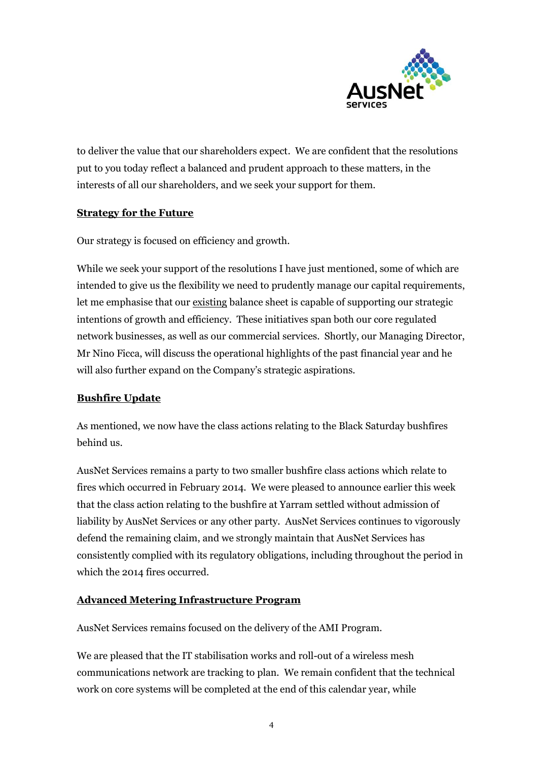to deliver the value that our shareholders expect. We are confident that the resolutions put to you today reflect a balanced and prudent approach to these matters, in the interests of all our shareholders, and we seek your support for them.

## **Strategy for the Future**

Our strategy is focused on efficiency and growth.

While we seek your support of the resolutions I have just mentioned, some of which are intended to give us the flexibility we need to prudently manage our capital requirements, let me emphasise that our existing balance sheet is capable of supporting our strategic intentions of growth and efficiency. These initiatives span both our core regulated network businesses, as well as our commercial services. Shortly, our Managing Director, Mr Nino Ficca, will discuss the operational highlights of the past financial year and he will also further expand on the Company's strategic aspirations.

## **Bushfire Update**

As mentioned, we now have the class actions relating to the Black Saturday bushfires behind us.

AusNet Services remains a party to two smaller bushfire class actions which relate to fires which occurred in February 2014. We were pleased to announce earlier this week that the class action relating to the bushfire at Yarram settled without admission of liability by AusNet Services or any other party. AusNet Services continues to vigorously defend the remaining claim, and we strongly maintain that AusNet Services has consistently complied with its regulatory obligations, including throughout the period in which the 2014 fires occurred.

## **Advanced Metering Infrastructure Program**

AusNet Services remains focused on the delivery of the AMI Program.

We are pleased that the IT stabilisation works and roll-out of a wireless mesh communications network are tracking to plan. We remain confident that the technical work on core systems will be completed at the end of this calendar year, while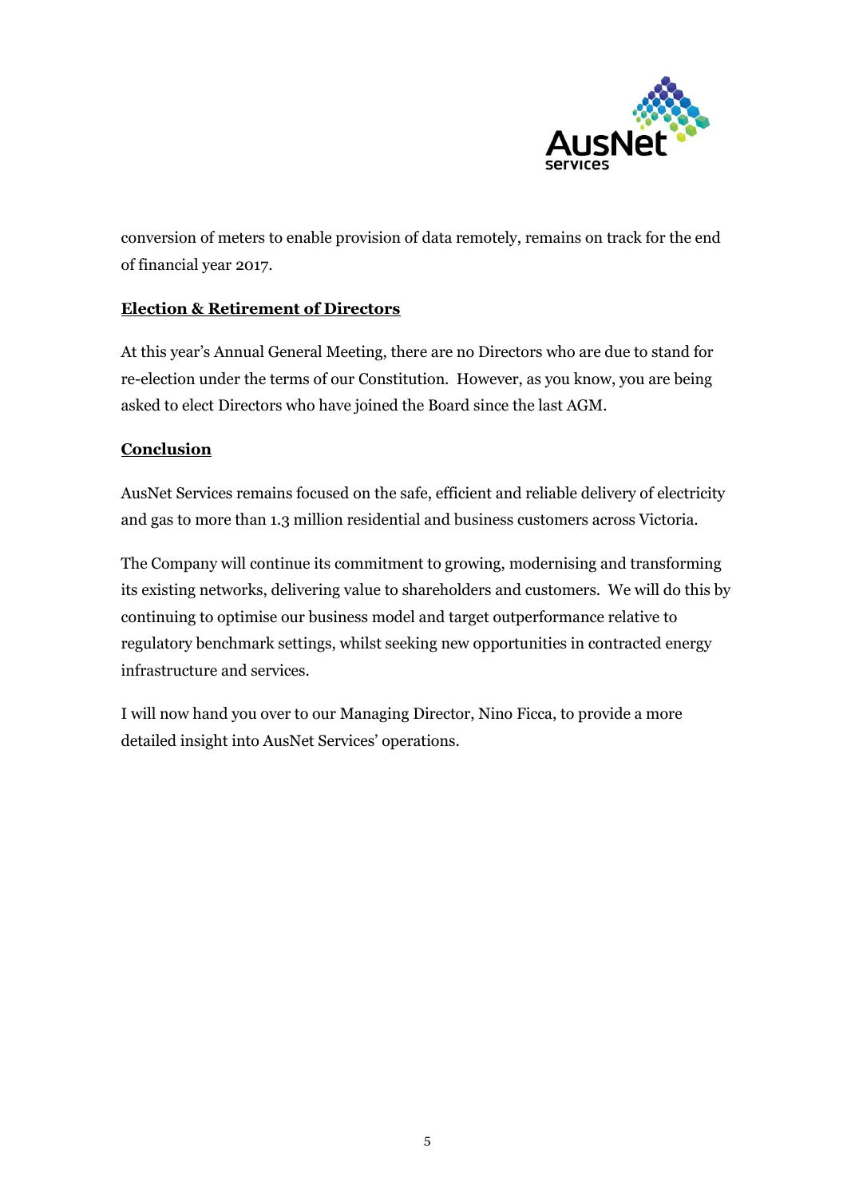conversion of meters to enable provision of data remotely, remains on track for the end of financial year 2017.

## Election & Retirement of Directors

At this year's Annual General Meeting, there are no Directors who are due to stand for re-election under the terms of our Constitution. However, as you know, you are being asked to elect Directors who have joined the Board since the last AGM.

## Conclusion

AusNet Services remains focused on the safe, efficient and reliable delivery of electricity and gas to more than 1.3 million residential and business customers across Victoria.

The Company will continue its commitment to growing, modernising and transforming its existing networks, delivering value to shareholders and customers. We will do this by continuing to optimise our business model and target outperformance relative to regulatory benchmark settings, whilst seeking new opportunities in contracted energy infrastructure and services.

I will now hand you over to our Managing Director, Nino Ficca, to provide a more detailed insight into AusNet Services' operations.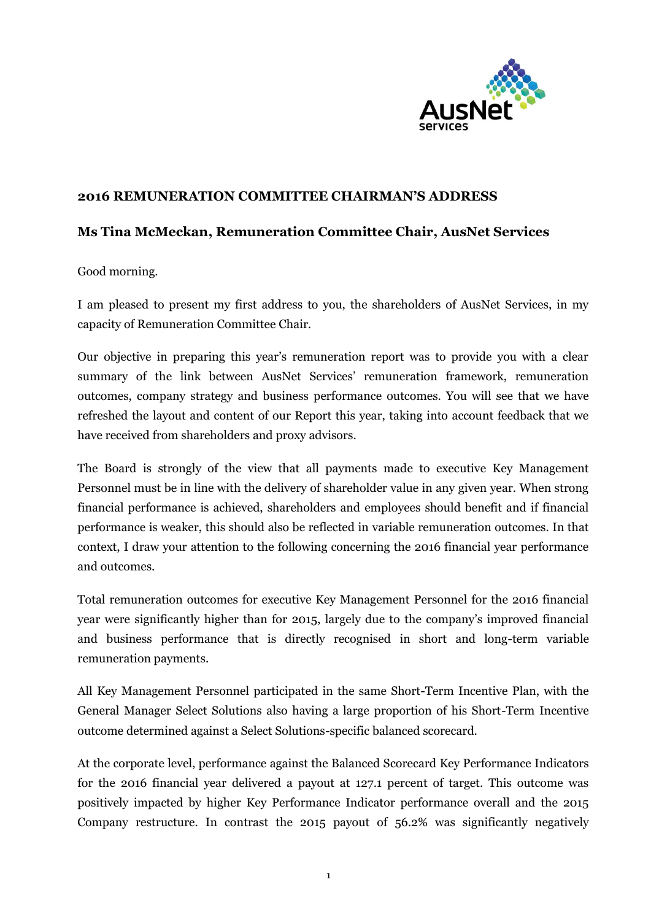## 2016 REMUNERATION COMMITTEE CHAIRMAN'S ADDRESS

## Ms Tina McMeckan, Remuneration Committee Chair, AusNet Services

Good morning.

I am pleased to present my first address to you, the shareholders of AusNet Services, in my capacity of Remuneration Committee Chair.

Our objective in preparing this year's remuneration report was to provide you with a clear summary of the link between AusNet Services' remuneration framework, remuneration outcomes, company strategy and business performance outcomes. You will see that we have refreshed the layout and content of our Report this year, taking into account feedback that we have received from shareholders and proxy advisors.

The Board is strongly of the view that all payments made to executive Key Management Personnel must be in line with the delivery of shareholder value in any given year. When strong financial performance is achieved, shareholders and employees should benefit and if financial performance is weaker, this should also be reflected in variable remuneration outcomes. In that context, I draw your attention to the following concerning the 2016 financial year performance and outcomes.

Total remuneration outcomes for executive Key Management Personnel for the 2016 financial year were significantly higher than for 2015, largely due to the company's improved financial and business performance that is directly recognised in short and long-term variable remuneration payments.

All Key Management Personnel participated in the same Short-Term Incentive Plan, with the General Manager Select Solutions also having a large proportion of his Short-Term Incentive outcome determined against a Select Solutions-specific balanced scorecard.

At the corporate level, performance against the Balanced Scorecard Key Performance Indicators for the 2016 financial year delivered a payout at 127.1 percent of target. This outcome was positively impacted by higher Key Performance Indicator performance overall and the 2015 Company restructure. In contrast the 2015 payout of 56.2% was significantly negatively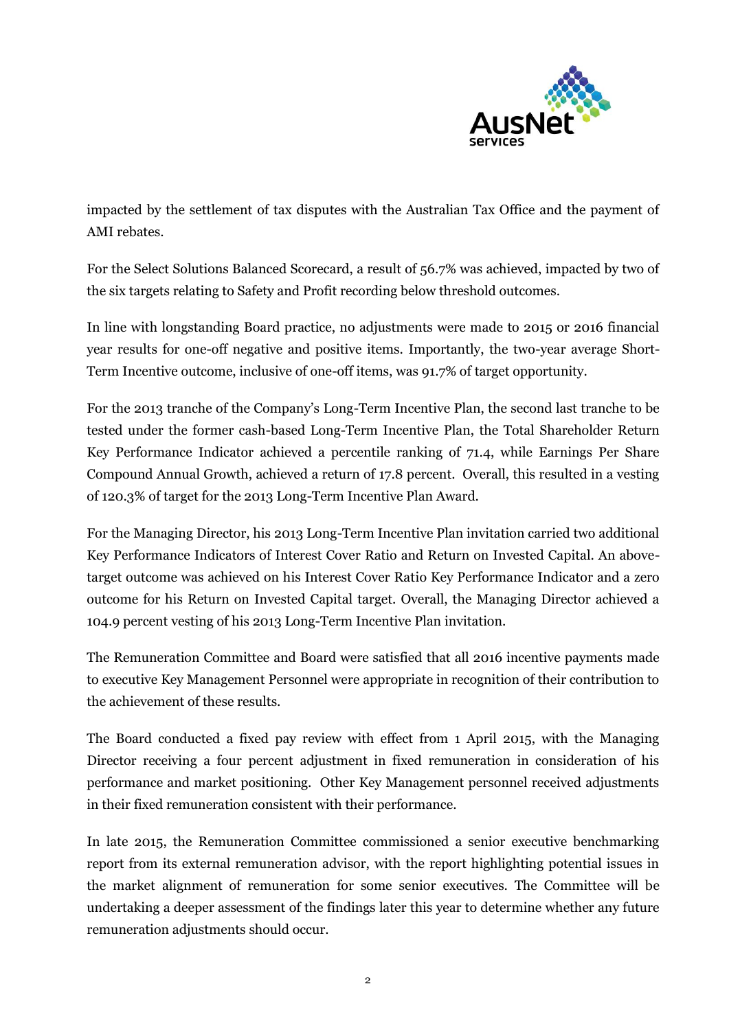impacted by the settlement of tax disputes with the Australian Tax Office and the payment of AMI rebates.

For the Select Solutions Balanced Scorecard, a result of 56.7% was achieved, impacted by two of the six targets relating to Safety and Profit recording below threshold outcomes.

In line with longstanding Board practice, no adjustments were made to 2015 or 2016 financial year results for one-off negative and positive items. Importantly, the two-year average Short-Term Incentive outcome, inclusive of one-off items, was 91.7% of target opportunity.

For the 2013 tranche of the Company's Long-Term Incentive Plan, the second last tranche to be tested under the former cash-based Long-Term Incentive Plan, the Total Shareholder Return Key Performance Indicator achieved a percentile ranking of 71.4, while Earnings Per Share Compound Annual Growth, achieved a return of 17.8 percent. Overall, this resulted in a vesting of 120.3% of target for the 2013 Long-Term Incentive Plan Award.

For the Managing Director, his 2013 Long-Term Incentive Plan invitation carried two additional Key Performance Indicators of Interest Cover Ratio and Return on Invested Capital. An above-target outcome was achieved on his Interest Cover Ratio Key Performance Indicator and a zero outcome for his Return on Invested Capital target. Overall, the Managing Director achieved a 104.9 percent vesting of his 2013 Long-Term Incentive Plan invitation.

The Remuneration Committee and Board were satisfied that all 2016 incentive payments made to executive Key Management Personnel were appropriate in recognition of their contribution to the achievement of these results.

The Board conducted a fixed pay review with effect from 1 April 2015, with the Managing Director receiving a four percent adjustment in fixed remuneration in consideration of his performance and market positioning. Other Key Management personnel received adjustments in their fixed remuneration consistent with their performance.

In late 2015, the Remuneration Committee commissioned a senior executive benchmarking report from its external remuneration advisor, with the report highlighting potential issues in the market alignment of remuneration for some senior executives. The Committee will be undertaking a deeper assessment of the findings later this year to determine whether any future remuneration adjustments should occur.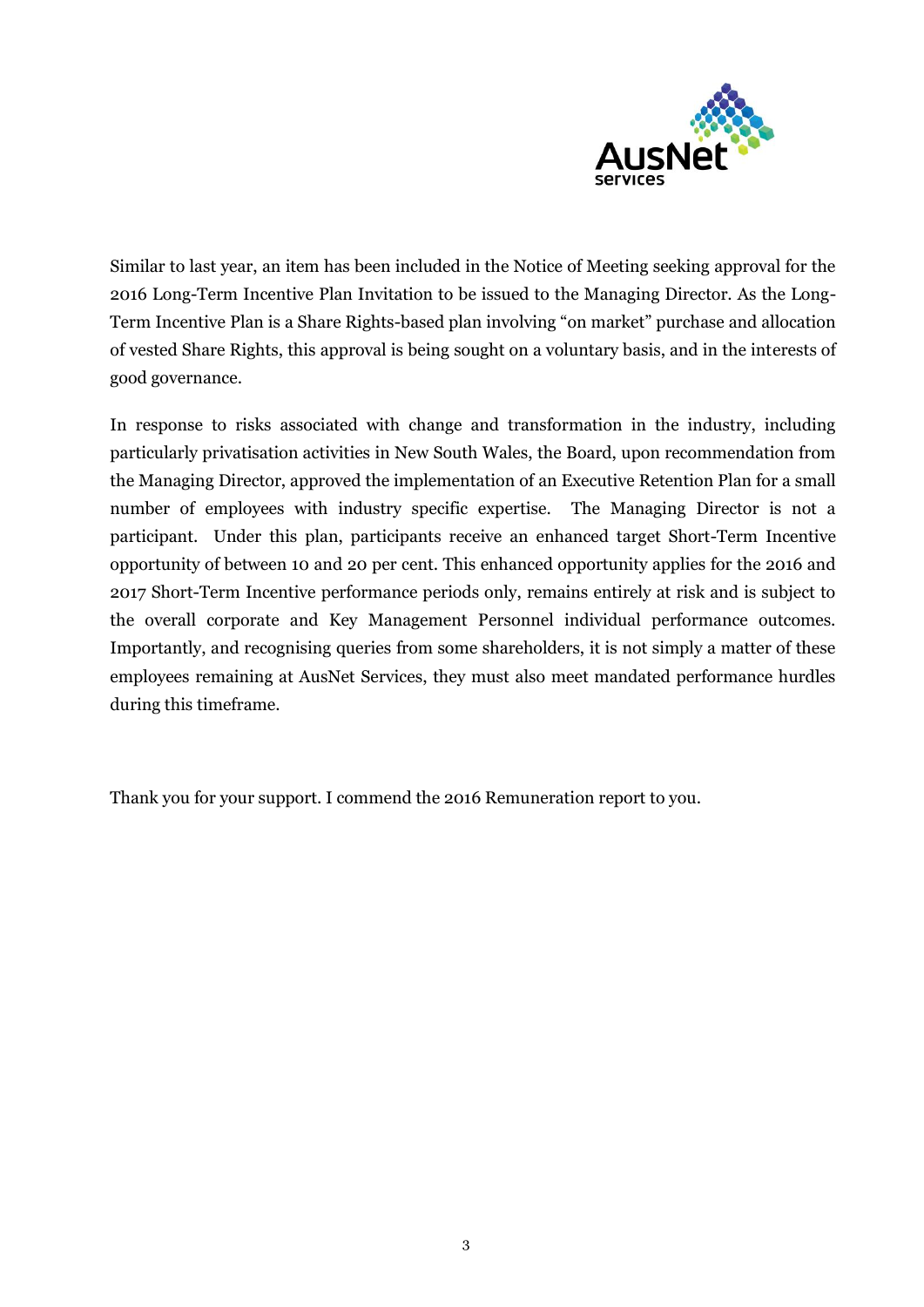Similar to last year, an item has been included in the Notice of Meeting seeking approval for the 2016 Long-Term Incentive Plan Invitation to be issued to the Managing Director. As the Long-Term Incentive Plan is a Share Rights-based plan involving "on market" purchase and allocation of vested Share Rights, this approval is being sought on a voluntary basis, and in the interests of good governance.

In response to risks associated with change and transformation in the industry, including particularly privatisation activities in New South Wales, the Board, upon recommendation from the Managing Director, approved the implementation of an Executive Retention Plan for a small number of employees with industry specific expertise. The Managing Director is not a participant. Under this plan, participants receive an enhanced target Short-Term Incentive opportunity of between 10 and 20 per cent. This enhanced opportunity applies for the 2016 and 2017 Short-Term Incentive performance periods only, remains entirely at risk and is subject to the overall corporate and Key Management Personnel individual performance outcomes. Importantly, and recognising queries from some shareholders, it is not simply a matter of these employees remaining at AusNet Services, they must also meet mandated performance hurdles during this timeframe.

Thank you for your support. I commend the 2016 Remuneration report to you.